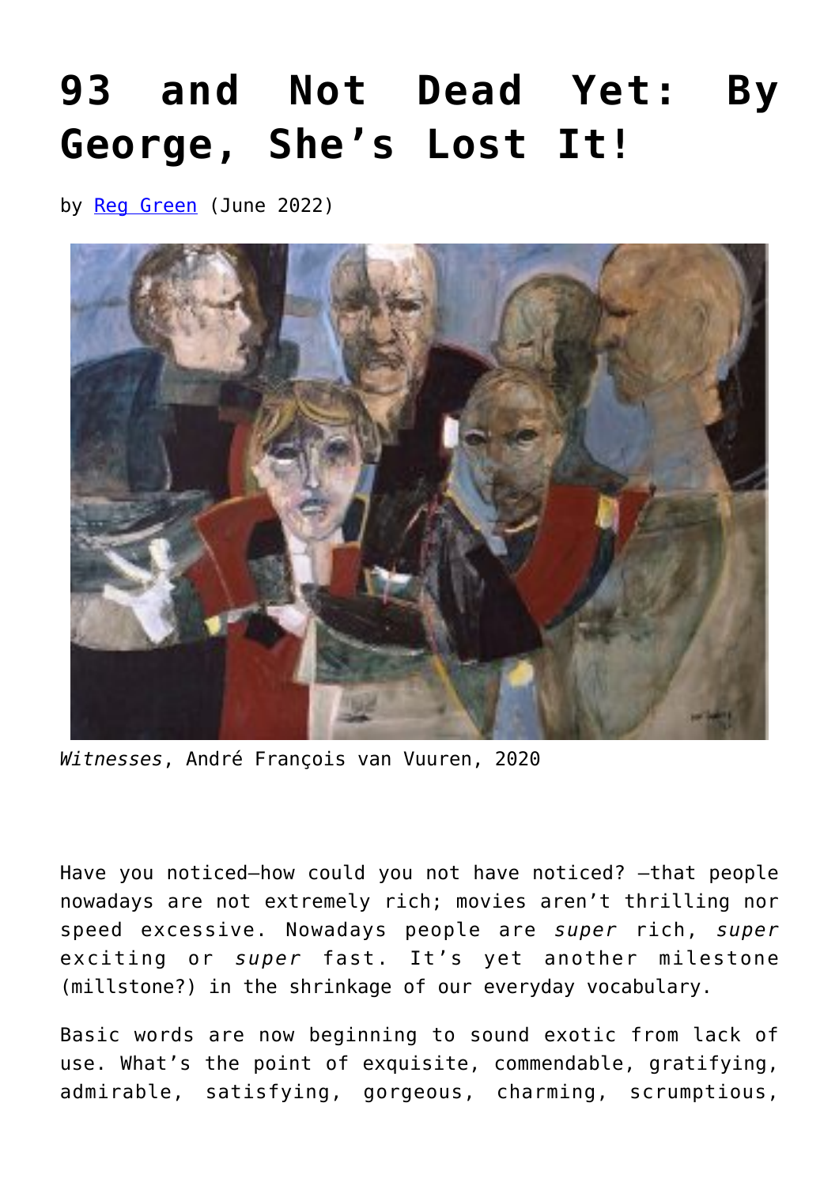# 93 and Not Dead Yet: By George, She's Lost It!

by Reg Green (June 2022)

*Witnesses*, André François van Vuuren, 2020

Have you noticed—how could you not have noticed? —that people nowadays are not extremely rich; movies aren't thrilling nor speed excessive. Nowadays people are *super* rich, *super* exciting or *super* fast. It's yet another milestone (millstone?) in the shrinkage of our everyday vocabulary.

Basic words are now beginning to sound exotic from lack of use. What's the point of exquisite, commendable, gratifying, admirable, satisfying, gorgeous, charming, scrumptious,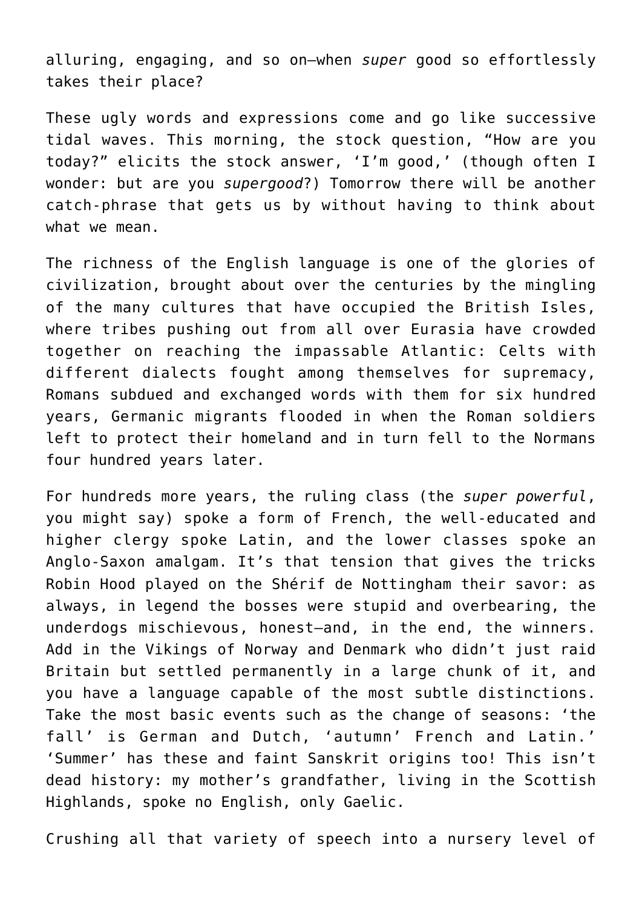alluring, engaging, and so on—when *super* good so effortlessly takes their place?

These ugly words and expressions come and go like successive tidal waves. This morning, the stock question, “How are you today?” elicits the stock answer, ‘I’m good,’ (though often I wonder: but are you *supergood*?) Tomorrow there will be another catch-phrase that gets us by without having to think about what we mean.

The richness of the English language is one of the glories of civilization, brought about over the centuries by the mingling of the many cultures that have occupied the British Isles, where tribes pushing out from all over Eurasia have crowded together on reaching the impassable Atlantic: Celts with different dialects fought among themselves for supremacy, Romans subdued and exchanged words with them for six hundred years, Germanic migrants flooded in when the Roman soldiers left to protect their homeland and in turn fell to the Normans four hundred years later.

For hundreds more years, the ruling class (the *super powerful*, you might say) spoke a form of French, the well-educated and higher clergy spoke Latin, and the lower classes spoke an Anglo-Saxon amalgam. It’s that tension that gives the tricks Robin Hood played on the Shérif de Nottingham their savor: as always, in legend the bosses were stupid and overbearing, the underdogs mischievous, honest—and, in the end, the winners. Add in the Vikings of Norway and Denmark who didn’t just raid Britain but settled permanently in a large chunk of it, and you have a language capable of the most subtle distinctions. Take the most basic events such as the change of seasons: ‘the fall’ is German and Dutch, ‘autumn’ French and Latin.’ ‘Summer’ has these and faint Sanskrit origins too! This isn’t dead history: my mother’s grandfather, living in the Scottish Highlands, spoke no English, only Gaelic.

Crushing all that variety of speech into a nursery level of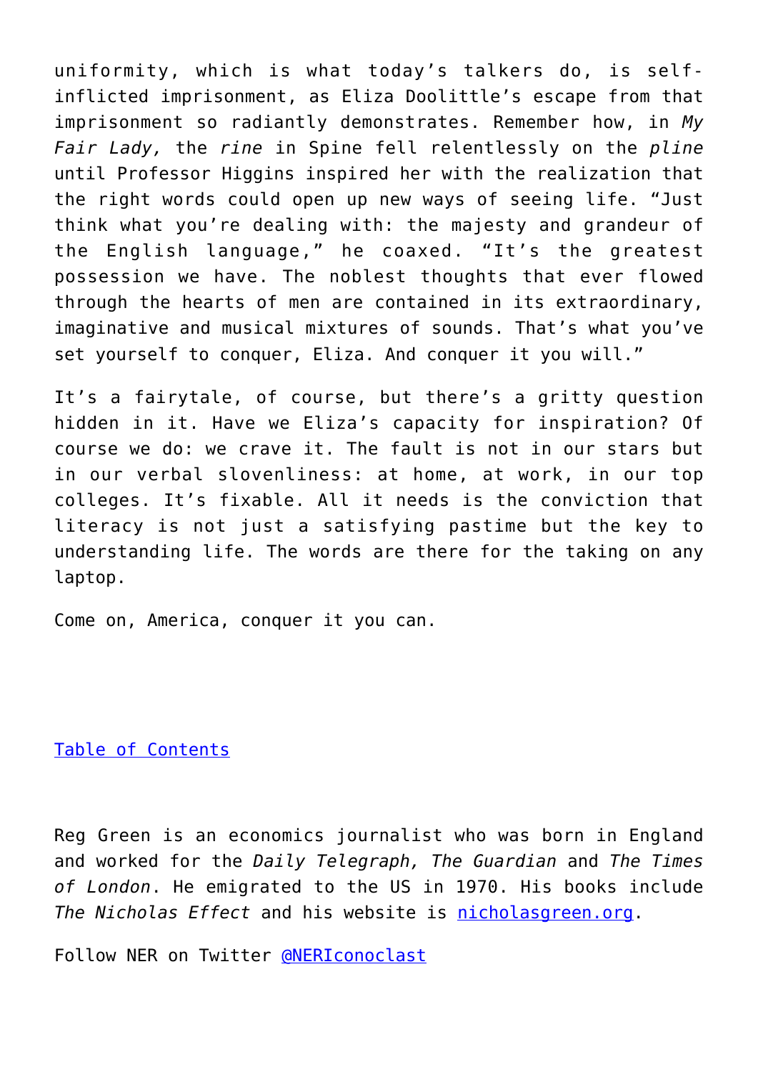uniformity, which is what today's talkers do, is self-inflicted imprisonment, as Eliza Doolittle's escape from that imprisonment so radiantly demonstrates. Remember how, in *My Fair Lady,* the *rine* in Spine fell relentlessly on the *pline* until Professor Higgins inspired her with the realization that the right words could open up new ways of seeing life. "Just think what you're dealing with: the majesty and grandeur of the English language," he coaxed. "It's the greatest possession we have. The noblest thoughts that ever flowed through the hearts of men are contained in its extraordinary, imaginative and musical mixtures of sounds. That's what you've set yourself to conquer, Eliza. And conquer it you will."

It's a fairytale, of course, but there's a gritty question hidden in it. Have we Eliza's capacity for inspiration? Of course we do: we crave it. The fault is not in our stars but in our verbal slovenliness: at home, at work, in our top colleges. It's fixable. All it needs is the conviction that literacy is not just a satisfying pastime but the key to understanding life. The words are there for the taking on any laptop.

Come on, America, conquer it you can.

[Table of Contents]

Reg Green is an economics journalist who was born in England and worked for the *Daily Telegraph, The Guardian* and *The Times of London*. He emigrated to the US in 1970. His books include *The Nicholas Effect* and his website is [nicholasgreen.org].

Follow NER on Twitter [@NERIconoclast]